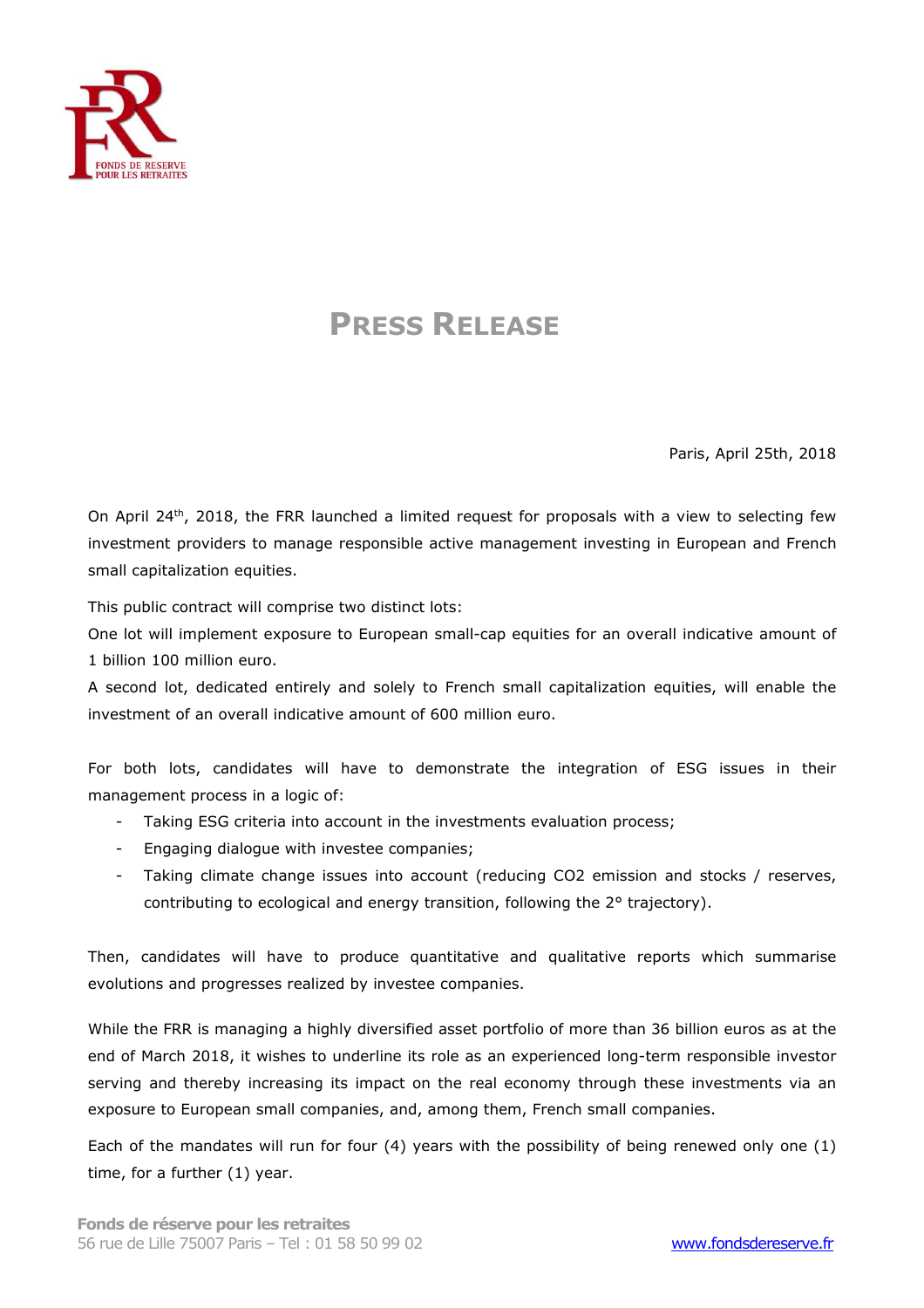# PRESS RELEASE

Paris, April 25th, 2018

On April 24th, 2018, the FRR launched a limited request for proposals with a view to selecting few investment providers to manage responsible active management investing in European and French small capitalization equities.

This public contract will comprise two distinct lots:

One lot will implement exposure to European small-cap equities for an overall indicative amount of 1 billion 100 million euro.

A second lot, dedicated entirely and solely to French small capitalization equities, will enable the investment of an overall indicative amount of 600 million euro.

For both lots, candidates will have to demonstrate the integration of ESG issues in their management process in a logic of:

- Taking ESG criteria into account in the investments evaluation process;
- Engaging dialogue with investee companies;
- Taking climate change issues into account (reducing $CO_2$ emission and stocks / reserves, contributing to ecological and energy transition, following the 2° trajectory).

Then, candidates will have to produce quantitative and qualitative reports which summarise evolutions and progresses realized by investee companies.

While the FRR is managing a highly diversified asset portfolio of more than 36 billion euros as at the end of March 2018, it wishes to underline its role as an experienced long-term responsible investor serving and thereby increasing its impact on the real economy through these investments via an exposure to European small companies, and, among them, French small companies.

Each of the mandates will run for four (4) years with the possibility of being renewed only one (1) time, for a further (1) year.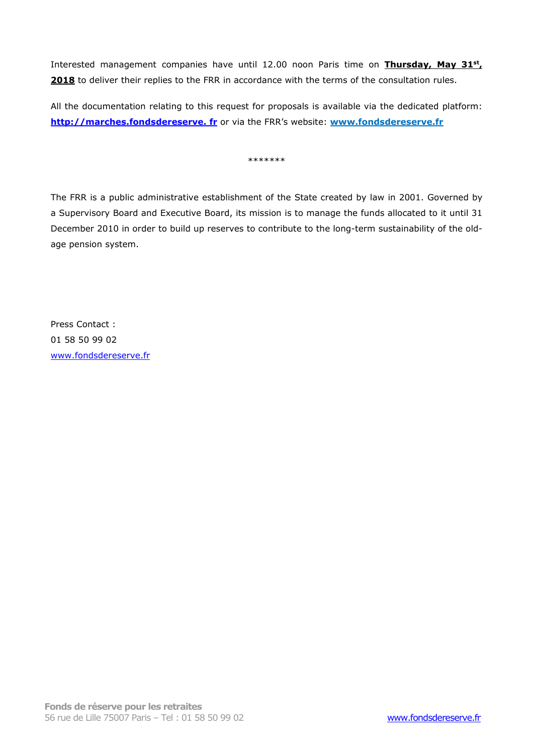Interested management companies have until 12.00 noon Paris time on **Thursday, May 31st, 2018** to deliver their replies to the FRR in accordance with the terms of the consultation rules.

All the documentation relating to this request for proposals is available via the dedicated platform: **http://marches.fondsdereserve. fr** or via the FRR's website: **www.fondsdereserve.fr**

*******

The FRR is a public administrative establishment of the State created by law in 2001. Governed by a Supervisory Board and Executive Board, its mission is to manage the funds allocated to it until 31 December 2010 in order to build up reserves to contribute to the long-term sustainability of the old-age pension system.

Press Contact :
01 58 50 99 02
www.fondsdereserve.fr